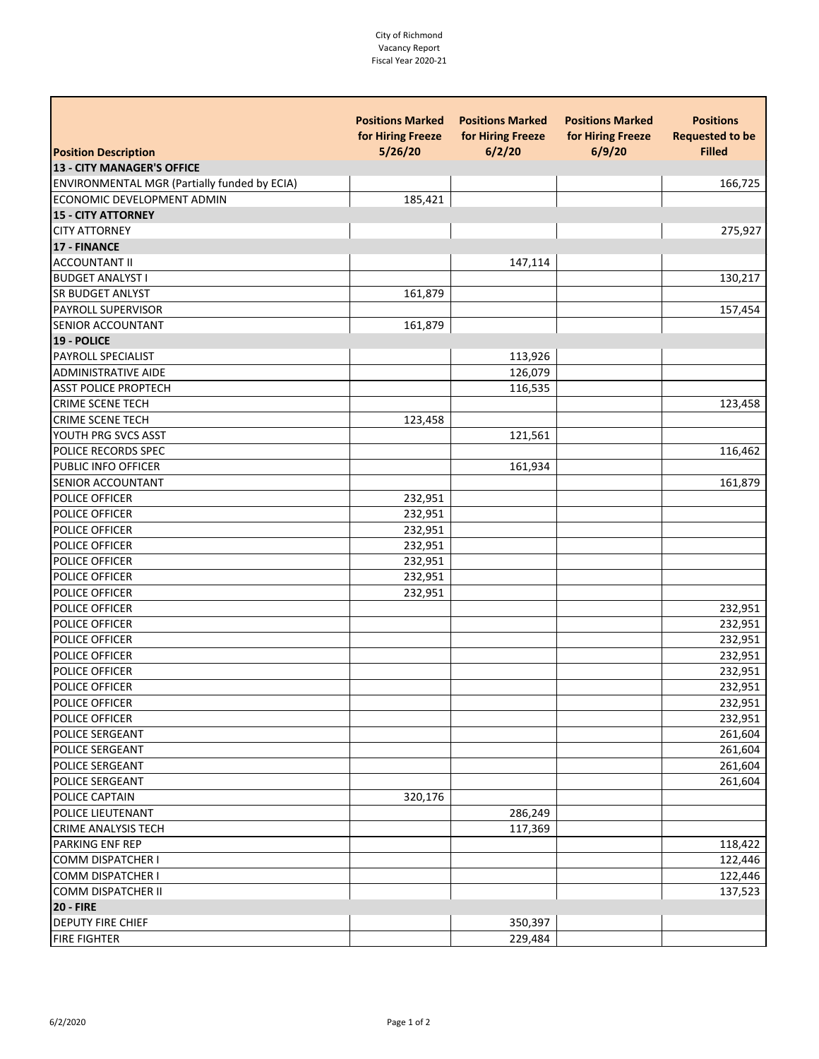City of Richmond
Vacancy Report
Fiscal Year 2020-21

| Position Description | Positions Marked for Hiring Freeze 5/26/20 | Positions Marked for Hiring Freeze 6/2/20 | Positions Marked for Hiring Freeze 6/9/20 | Positions Requested to be Filled |
|---|---|---|---|---|
| **13 - CITY MANAGER'S OFFICE** | | | | |
| ENVIRONMENTAL MGR (Partially funded by ECIA) | | | | 166,725 |
| ECONOMIC DEVELOPMENT ADMIN | 185,421 | | | |
| **15 - CITY ATTORNEY** | | | | |
| CITY ATTORNEY | | | | 275,927 |
| **17 - FINANCE** | | | | |
| ACCOUNTANT II | | 147,114 | | |
| BUDGET ANALYST I | | | | 130,217 |
| SR BUDGET ANLYST | 161,879 | | | |
| PAYROLL SUPERVISOR | | | | 157,454 |
| SENIOR ACCOUNTANT | 161,879 | | | |
| **19 - POLICE** | | | | |
| PAYROLL SPECIALIST | | 113,926 | | |
| ADMINISTRATIVE AIDE | | 126,079 | | |
| ASST POLICE PROPTECH | | 116,535 | | |
| CRIME SCENE TECH | | | | 123,458 |
| CRIME SCENE TECH | 123,458 | | | |
| YOUTH PRG SVCS ASST | | 121,561 | | |
| POLICE RECORDS SPEC | | | | 116,462 |
| PUBLIC INFO OFFICER | | 161,934 | | |
| SENIOR ACCOUNTANT | | | | 161,879 |
| POLICE OFFICER | 232,951 | | | |
| POLICE OFFICER | 232,951 | | | |
| POLICE OFFICER | 232,951 | | | |
| POLICE OFFICER | 232,951 | | | |
| POLICE OFFICER | 232,951 | | | |
| POLICE OFFICER | 232,951 | | | |
| POLICE OFFICER | 232,951 | | | |
| POLICE OFFICER | | | | 232,951 |
| POLICE OFFICER | | | | 232,951 |
| POLICE OFFICER | | | | 232,951 |
| POLICE OFFICER | | | | 232,951 |
| POLICE OFFICER | | | | 232,951 |
| POLICE OFFICER | | | | 232,951 |
| POLICE OFFICER | | | | 232,951 |
| POLICE OFFICER | | | | 232,951 |
| POLICE SERGEANT | | | | 261,604 |
| POLICE SERGEANT | | | | 261,604 |
| POLICE SERGEANT | | | | 261,604 |
| POLICE SERGEANT | | | | 261,604 |
| POLICE CAPTAIN | 320,176 | | | |
| POLICE LIEUTENANT | | 286,249 | | |
| CRIME ANALYSIS TECH | | 117,369 | | |
| PARKING ENF REP | | | | 118,422 |
| COMM DISPATCHER I | | | | 122,446 |
| COMM DISPATCHER I | | | | 122,446 |
| COMM DISPATCHER II | | | | 137,523 |
| **20 - FIRE** | | | | |
| DEPUTY FIRE CHIEF | | 350,397 | | |
| FIRE FIGHTER | | 229,484 | | |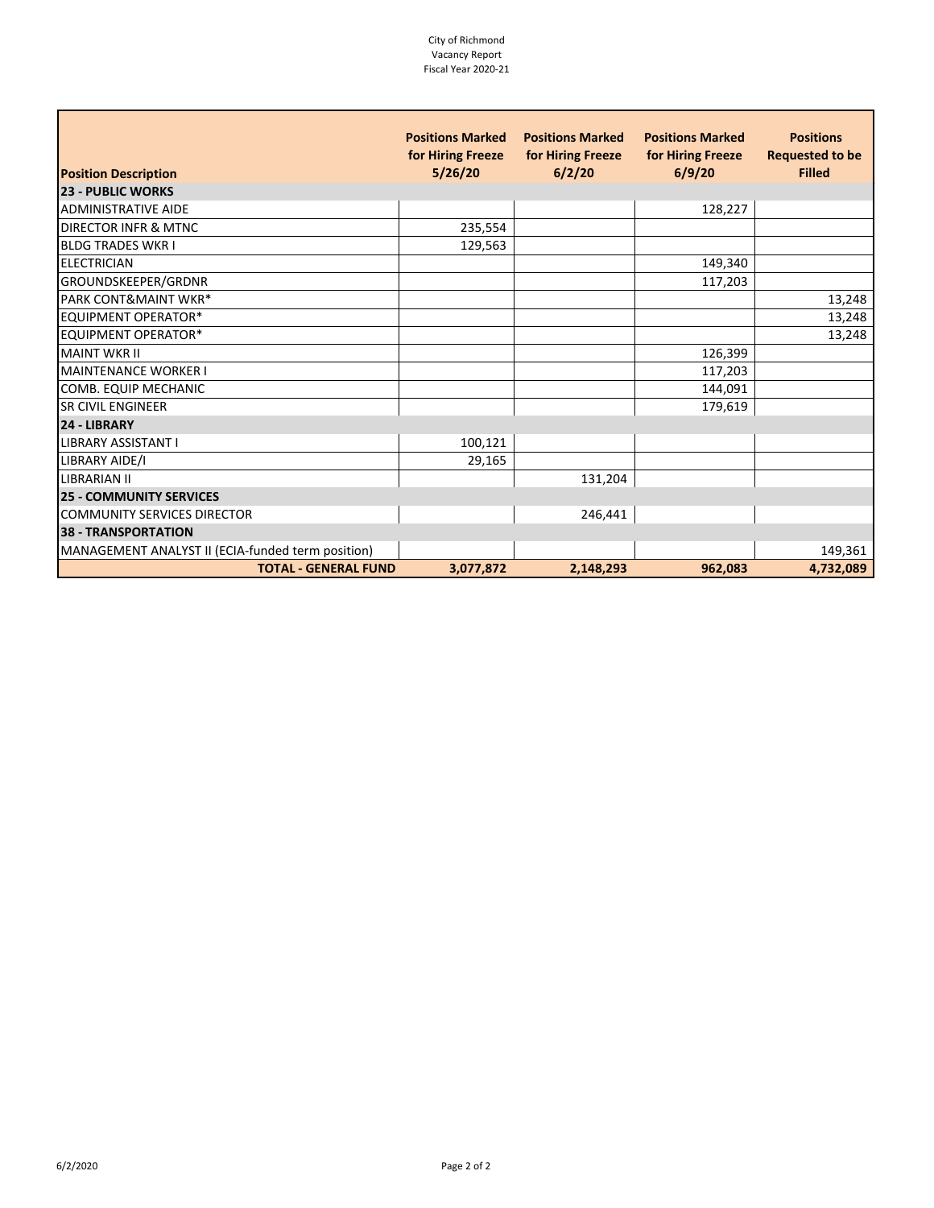City of Richmond
Vacancy Report
Fiscal Year 2020-21

| Position Description | Positions Marked for Hiring Freeze 5/26/20 | Positions Marked for Hiring Freeze 6/2/20 | Positions Marked for Hiring Freeze 6/9/20 | Positions Requested to be Filled |
|---|---|---|---|---|
| **23 - PUBLIC WORKS** | | | | |
| ADMINISTRATIVE AIDE | | | 128,227 | |
| DIRECTOR INFR & MTNC | 235,554 | | | |
| BLDG TRADES WKR I | 129,563 | | | |
| ELECTRICIAN | | | 149,340 | |
| GROUNDSKEEPER/GRDNR | | | 117,203 | |
| PARK CONT&MAINT WKR* | | | | 13,248 |
| EQUIPMENT OPERATOR* | | | | 13,248 |
| EQUIPMENT OPERATOR* | | | | 13,248 |
| MAINT WKR II | | | 126,399 | |
| MAINTENANCE WORKER I | | | 117,203 | |
| COMB. EQUIP MECHANIC | | | 144,091 | |
| SR CIVIL ENGINEER | | | 179,619 | |
| **24 - LIBRARY** | | | | |
| LIBRARY ASSISTANT I | 100,121 | | | |
| LIBRARY AIDE/I | 29,165 | | | |
| LIBRARIAN II | | 131,204 | | |
| **25 - COMMUNITY SERVICES** | | | | |
| COMMUNITY SERVICES DIRECTOR | | 246,441 | | |
| **38 - TRANSPORTATION** | | | | |
| MANAGEMENT ANALYST II (ECIA-funded term position) | | | | 149,361 |
| **TOTAL - GENERAL FUND** | **3,077,872** | **2,148,293** | **962,083** | **4,732,089** |